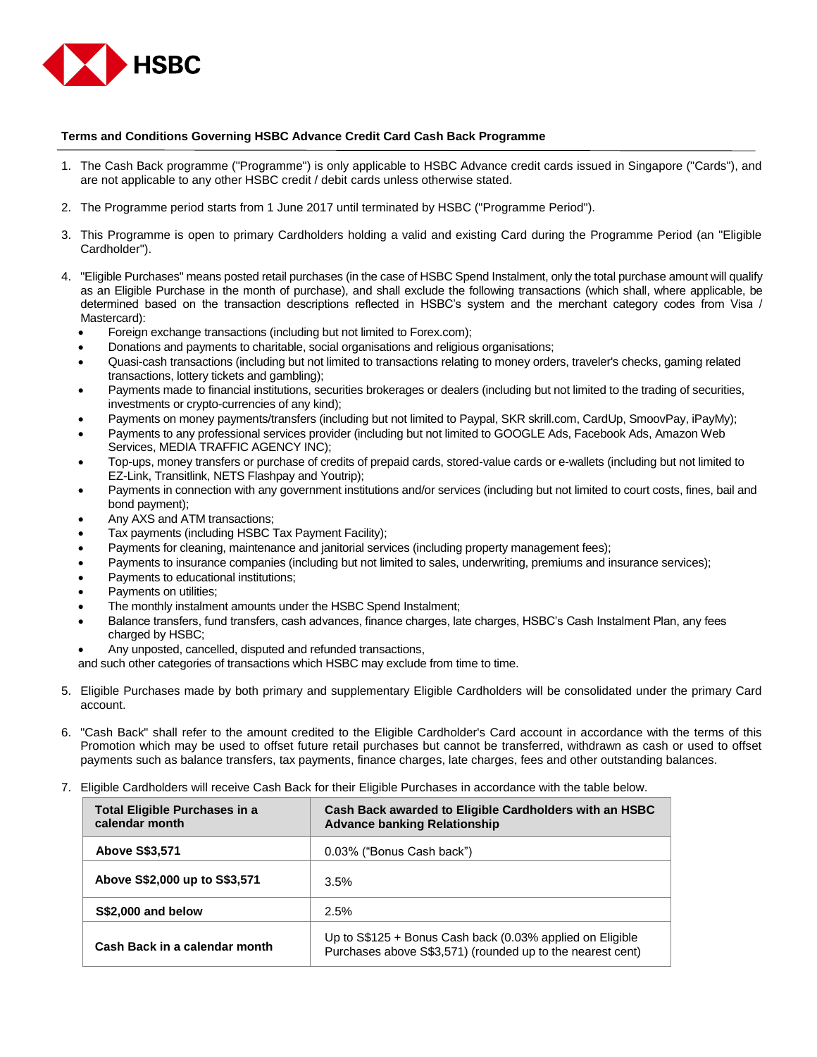HSBC

**Terms and Conditions Governing HSBC Advance Credit Card Cash Back Programme**

1. The Cash Back programme ("Programme") is only applicable to HSBC Advance credit cards issued in Singapore ("Cards"), and are not applicable to any other HSBC credit / debit cards unless otherwise stated.

2. The Programme period starts from 1 June 2017 until terminated by HSBC ("Programme Period").

3. This Programme is open to primary Cardholders holding a valid and existing Card during the Programme Period (an "Eligible Cardholder").

4. "Eligible Purchases" means posted retail purchases (in the case of HSBC Spend Instalment, only the total purchase amount will qualify as an Eligible Purchase in the month of purchase), and shall exclude the following transactions (which shall, where applicable, be determined based on the transaction descriptions reflected in HSBC's system and the merchant category codes from Visa / Mastercard):
   - Foreign exchange transactions (including but not limited to Forex.com);
   - Donations and payments to charitable, social organisations and religious organisations;
   - Quasi-cash transactions (including but not limited to transactions relating to money orders, traveler's checks, gaming related transactions, lottery tickets and gambling);
   - Payments made to financial institutions, securities brokerages or dealers (including but not limited to the trading of securities, investments or crypto-currencies of any kind);
   - Payments on money payments/transfers (including but not limited to Paypal, SKR skrill.com, CardUp, SmoovPay, iPayMy);
   - Payments to any professional services provider (including but not limited to GOOGLE Ads, Facebook Ads, Amazon Web Services, MEDIA TRAFFIC AGENCY INC);
   - Top-ups, money transfers or purchase of credits of prepaid cards, stored-value cards or e-wallets (including but not limited to EZ-Link, Transitlink, NETS Flashpay and Youtrip);
   - Payments in connection with any government institutions and/or services (including but not limited to court costs, fines, bail and bond payment);
   - Any AXS and ATM transactions;
   - Tax payments (including HSBC Tax Payment Facility);
   - Payments for cleaning, maintenance and janitorial services (including property management fees);
   - Payments to insurance companies (including but not limited to sales, underwriting, premiums and insurance services);
   - Payments to educational institutions;
   - Payments on utilities;
   - The monthly instalment amounts under the HSBC Spend Instalment;
   - Balance transfers, fund transfers, cash advances, finance charges, late charges, HSBC's Cash Instalment Plan, any fees charged by HSBC;
   - Any unposted, cancelled, disputed and refunded transactions,

   and such other categories of transactions which HSBC may exclude from time to time.

5. Eligible Purchases made by both primary and supplementary Eligible Cardholders will be consolidated under the primary Card account.

6. "Cash Back" shall refer to the amount credited to the Eligible Cardholder's Card account in accordance with the terms of this Promotion which may be used to offset future retail purchases but cannot be transferred, withdrawn as cash or used to offset payments such as balance transfers, tax payments, finance charges, late charges, fees and other outstanding balances.

7. Eligible Cardholders will receive Cash Back for their Eligible Purchases in accordance with the table below.

| Total Eligible Purchases in a calendar month | Cash Back awarded to Eligible Cardholders with an HSBC Advance banking Relationship |
|---|---|
| **Above S$3,571** | 0.03% ("Bonus Cash back") |
| **Above S$2,000 up to S$3,571** | 3.5% |
| **S$2,000 and below** | 2.5% |
| **Cash Back in a calendar month** | Up to S$125 + Bonus Cash back (0.03% applied on Eligible Purchases above S$3,571) (rounded up to the nearest cent) |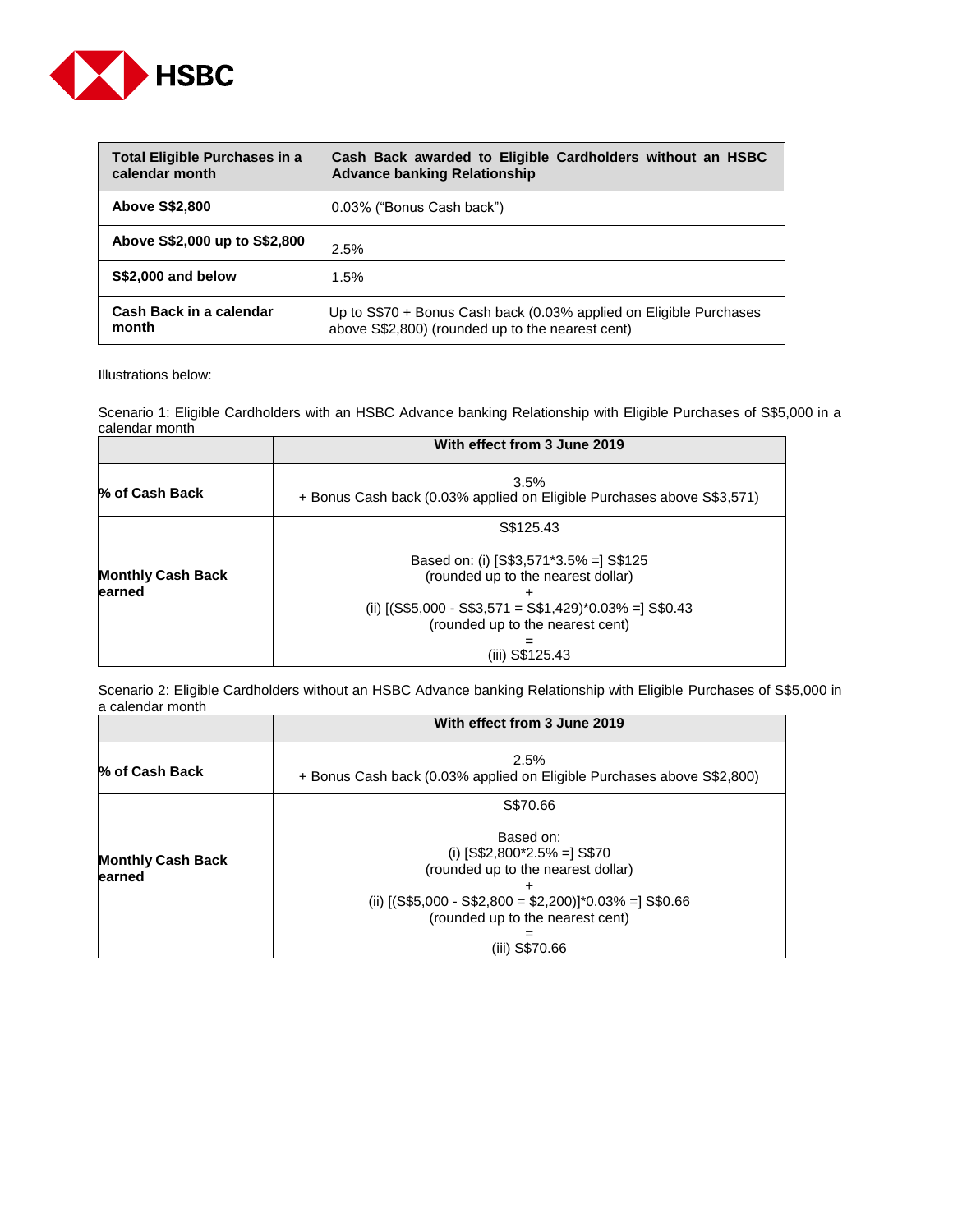| Total Eligible Purchases in a calendar month | Cash Back awarded to Eligible Cardholders without an HSBC Advance banking Relationship |
|---|---|
| **Above S$2,800** | 0.03% (“Bonus Cash back”) |
| **Above S$2,000 up to S$2,800** | 2.5% |
| **S$2,000 and below** | 1.5% |
| **Cash Back in a calendar month** | Up to S$70 + Bonus Cash back (0.03% applied on Eligible Purchases above S$2,800) (rounded up to the nearest cent) |

Illustrations below:

Scenario 1: Eligible Cardholders with an HSBC Advance banking Relationship with Eligible Purchases of S$5,000 in a calendar month

| | With effect from 3 June 2019 |
|---|---|
| **% of Cash Back** | 3.5% + Bonus Cash back (0.03% applied on Eligible Purchases above S$3,571) |
| **Monthly Cash Back earned** | S$125.43<br><br>Based on: (i) [S$3,571*3.5% =] S$125 (rounded up to the nearest dollar)<br>+<br>(ii) [(S$5,000 - S$3,571 = S$1,429)*0.03% =] S$0.43 (rounded up to the nearest cent)<br>=<br>(iii) S$125.43 |

Scenario 2: Eligible Cardholders without an HSBC Advance banking Relationship with Eligible Purchases of S$5,000 in a calendar month

| | With effect from 3 June 2019 |
|---|---|
| **% of Cash Back** | 2.5% + Bonus Cash back (0.03% applied on Eligible Purchases above S$2,800) |
| **Monthly Cash Back earned** | S$70.66<br><br>Based on:<br>(i) [S$2,800*2.5% =] S$70 (rounded up to the nearest dollar)<br>+<br>(ii) [(S$5,000 - S$2,800 = $2,200)]*0.03% =] S$0.66 (rounded up to the nearest cent)<br>=<br>(iii) S$70.66 |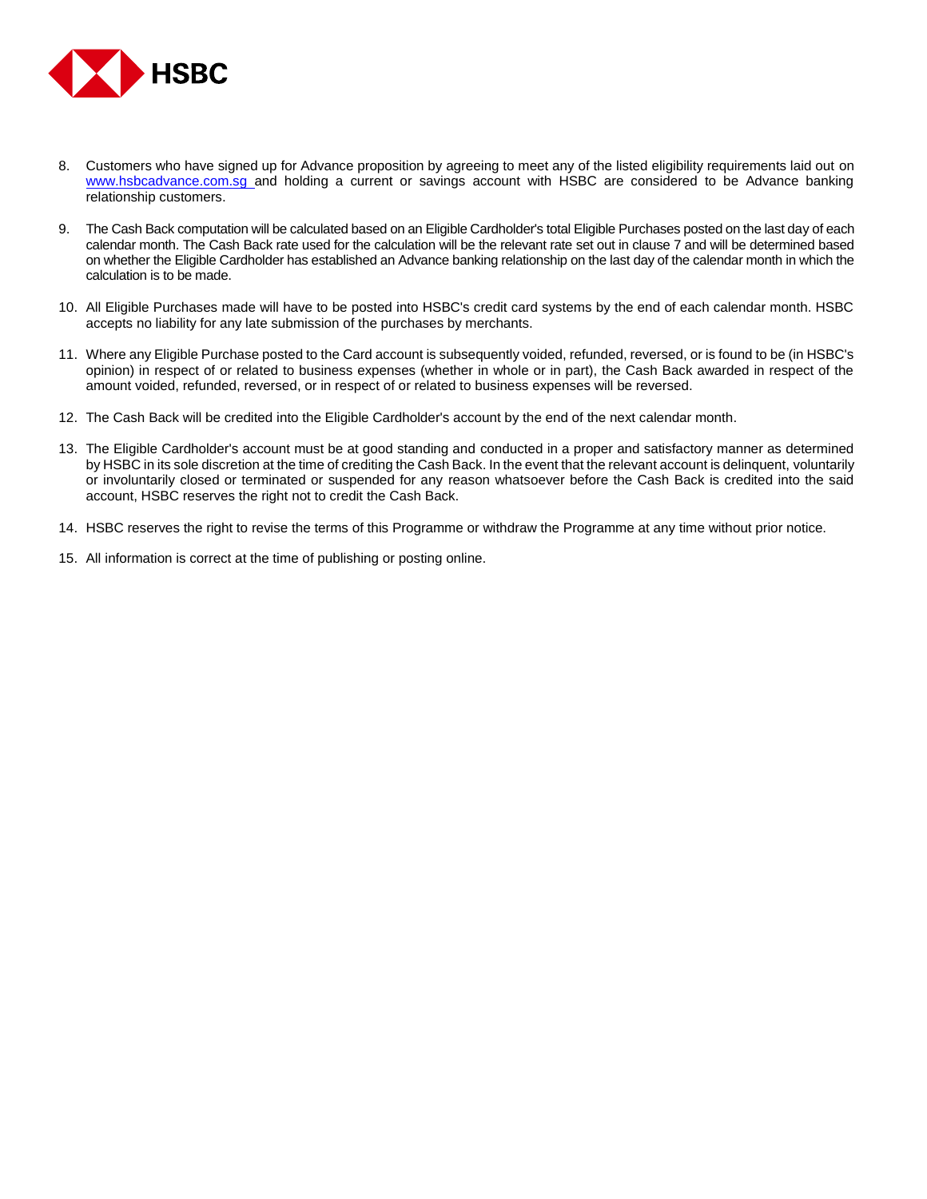8. Customers who have signed up for Advance proposition by agreeing to meet any of the listed eligibility requirements laid out on www.hsbcadvance.com.sg and holding a current or savings account with HSBC are considered to be Advance banking relationship customers.

9. The Cash Back computation will be calculated based on an Eligible Cardholder's total Eligible Purchases posted on the last day of each calendar month. The Cash Back rate used for the calculation will be the relevant rate set out in clause 7 and will be determined based on whether the Eligible Cardholder has established an Advance banking relationship on the last day of the calendar month in which the calculation is to be made.

10. All Eligible Purchases made will have to be posted into HSBC's credit card systems by the end of each calendar month. HSBC accepts no liability for any late submission of the purchases by merchants.

11. Where any Eligible Purchase posted to the Card account is subsequently voided, refunded, reversed, or is found to be (in HSBC's opinion) in respect of or related to business expenses (whether in whole or in part), the Cash Back awarded in respect of the amount voided, refunded, reversed, or in respect of or related to business expenses will be reversed.

12. The Cash Back will be credited into the Eligible Cardholder's account by the end of the next calendar month.

13. The Eligible Cardholder's account must be at good standing and conducted in a proper and satisfactory manner as determined by HSBC in its sole discretion at the time of crediting the Cash Back. In the event that the relevant account is delinquent, voluntarily or involuntarily closed or terminated or suspended for any reason whatsoever before the Cash Back is credited into the said account, HSBC reserves the right not to credit the Cash Back.

14. HSBC reserves the right to revise the terms of this Programme or withdraw the Programme at any time without prior notice.

15. All information is correct at the time of publishing or posting online.